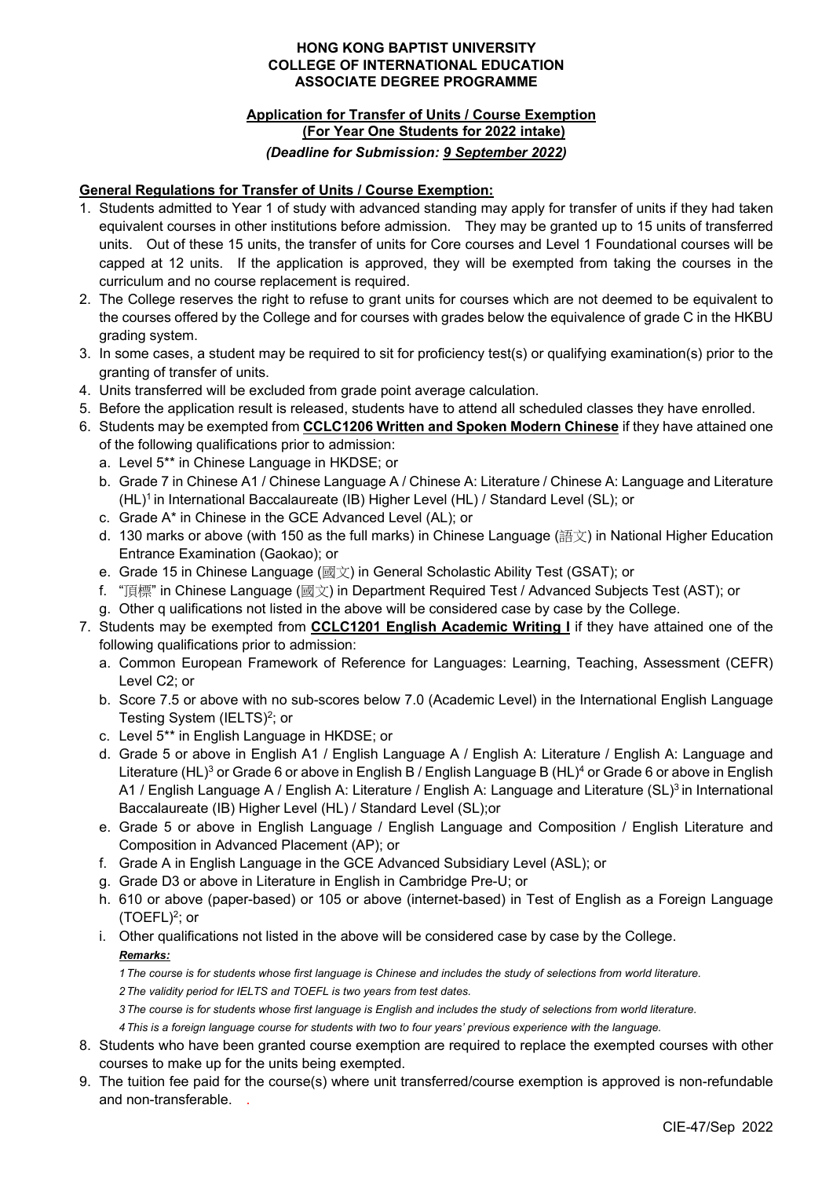**HONG KONG BAPTIST UNIVERSITY**
**COLLEGE OF INTERNATIONAL EDUCATION**
**ASSOCIATE DEGREE PROGRAMME**

**Application for Transfer of Units / Course Exemption**
**(For Year One Students for 2022 intake)**
***(Deadline for Submission: 9 September 2022)***

**General Regulations for Transfer of Units / Course Exemption:**

1. Students admitted to Year 1 of study with advanced standing may apply for transfer of units if they had taken equivalent courses in other institutions before admission. They may be granted up to 15 units of transferred units. Out of these 15 units, the transfer of units for Core courses and Level 1 Foundational courses will be capped at 12 units. If the application is approved, they will be exempted from taking the courses in the curriculum and no course replacement is required.
2. The College reserves the right to refuse to grant units for courses which are not deemed to be equivalent to the courses offered by the College and for courses with grades below the equivalence of grade C in the HKBU grading system.
3. In some cases, a student may be required to sit for proficiency test(s) or qualifying examination(s) prior to the granting of transfer of units.
4. Units transferred will be excluded from grade point average calculation.
5. Before the application result is released, students have to attend all scheduled classes they have enrolled.
6. Students may be exempted from **CCLC1206 Written and Spoken Modern Chinese** if they have attained one of the following qualifications prior to admission:
   a. Level 5** in Chinese Language in HKDSE; or
   b. Grade 7 in Chinese A1 / Chinese Language A / Chinese A: Literature / Chinese A: Language and Literature (HL)[1] in International Baccalaureate (IB) Higher Level (HL) / Standard Level (SL); or
   c. Grade A* in Chinese in the GCE Advanced Level (AL); or
   d. 130 marks or above (with 150 as the full marks) in Chinese Language (語文) in National Higher Education Entrance Examination (Gaokao); or
   e. Grade 15 in Chinese Language (國文) in General Scholastic Ability Test (GSAT); or
   f. "頂標" in Chinese Language (國文) in Department Required Test / Advanced Subjects Test (AST); or
   g. Other q ualifications not listed in the above will be considered case by case by the College.
7. Students may be exempted from **CCLC1201 English Academic Writing I** if they have attained one of the following qualifications prior to admission:
   a. Common European Framework of Reference for Languages: Learning, Teaching, Assessment (CEFR) Level C2; or
   b. Score 7.5 or above with no sub-scores below 7.0 (Academic Level) in the International English Language Testing System (IELTS)[2]; or
   c. Level 5** in English Language in HKDSE; or
   d. Grade 5 or above in English A1 / English Language A / English A: Literature / English A: Language and Literature (HL)[3] or Grade 6 or above in English B / English Language B (HL)[4] or Grade 6 or above in English A1 / English Language A / English A: Literature / English A: Language and Literature (SL)[3] in International Baccalaureate (IB) Higher Level (HL) / Standard Level (SL);or
   e. Grade 5 or above in English Language / English Language and Composition / English Literature and Composition in Advanced Placement (AP); or
   f. Grade A in English Language in the GCE Advanced Subsidiary Level (ASL); or
   g. Grade D3 or above in Literature in English in Cambridge Pre-U; or
   h. 610 or above (paper-based) or 105 or above (internet-based) in Test of English as a Foreign Language (TOEFL)[2]; or
   i. Other qualifications not listed in the above will be considered case by case by the College.

   ***Remarks:***

   *1 The course is for students whose first language is Chinese and includes the study of selections from world literature.*
   *2 The validity period for IELTS and TOEFL is two years from test dates.*
   *3 The course is for students whose first language is English and includes the study of selections from world literature.*
   *4 This is a foreign language course for students with two to four years' previous experience with the language.*
8. Students who have been granted course exemption are required to replace the exempted courses with other courses to make up for the units being exempted.
9. The tuition fee paid for the course(s) where unit transferred/course exemption is approved is non-refundable and non-transferable.

CIE-47/Sep 2022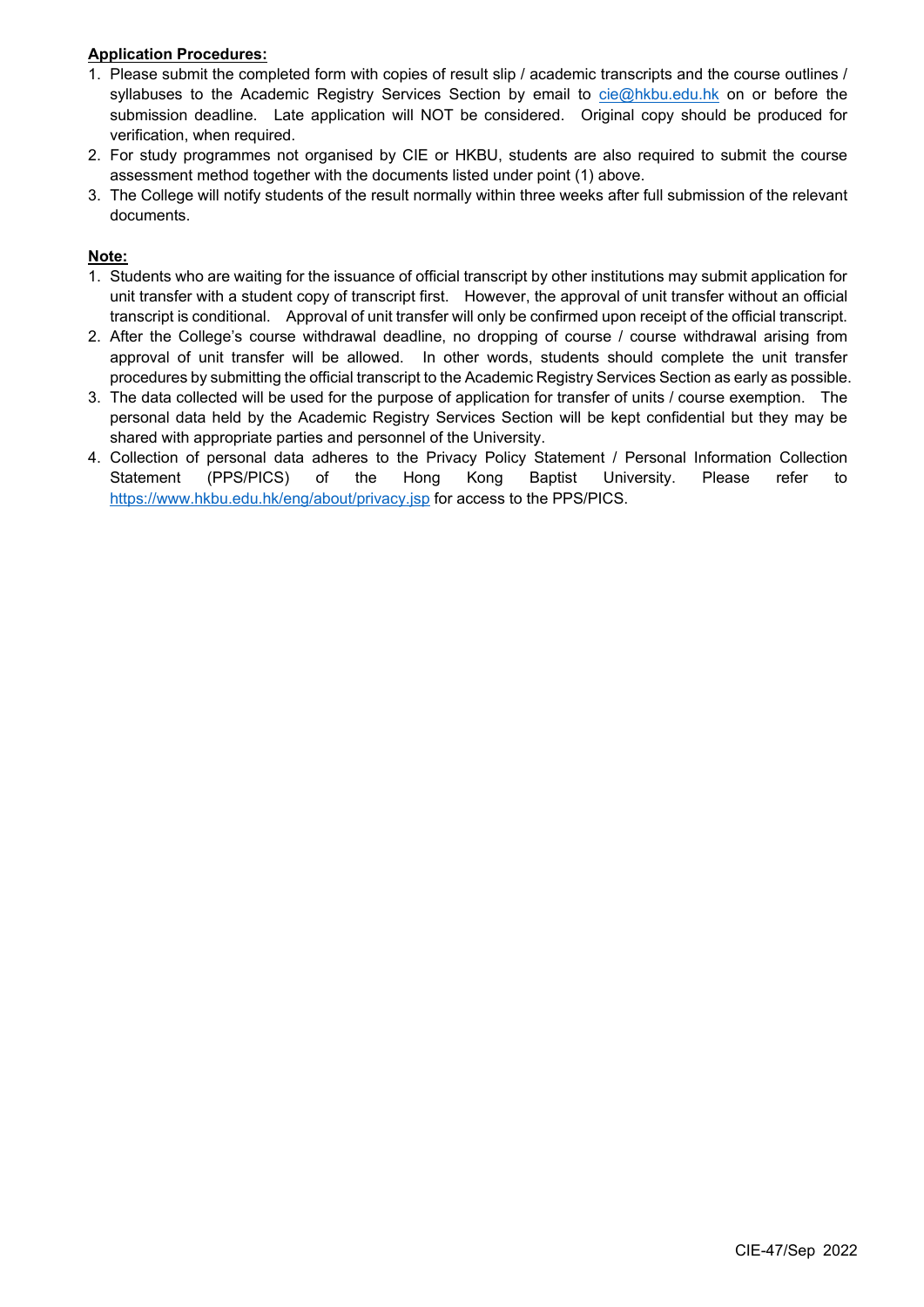**Application Procedures:**

1. Please submit the completed form with copies of result slip / academic transcripts and the course outlines / syllabuses to the Academic Registry Services Section by email to cie@hkbu.edu.hk on or before the submission deadline. Late application will NOT be considered. Original copy should be produced for verification, when required.
2. For study programmes not organised by CIE or HKBU, students are also required to submit the course assessment method together with the documents listed under point (1) above.
3. The College will notify students of the result normally within three weeks after full submission of the relevant documents.

**Note:**

1. Students who are waiting for the issuance of official transcript by other institutions may submit application for unit transfer with a student copy of transcript first. However, the approval of unit transfer without an official transcript is conditional. Approval of unit transfer will only be confirmed upon receipt of the official transcript.
2. After the College's course withdrawal deadline, no dropping of course / course withdrawal arising from approval of unit transfer will be allowed. In other words, students should complete the unit transfer procedures by submitting the official transcript to the Academic Registry Services Section as early as possible.
3. The data collected will be used for the purpose of application for transfer of units / course exemption. The personal data held by the Academic Registry Services Section will be kept confidential but they may be shared with appropriate parties and personnel of the University.
4. Collection of personal data adheres to the Privacy Policy Statement / Personal Information Collection Statement (PPS/PICS) of the Hong Kong Baptist University. Please refer to https://www.hkbu.edu.hk/eng/about/privacy.jsp for access to the PPS/PICS.

CIE-47/Sep 2022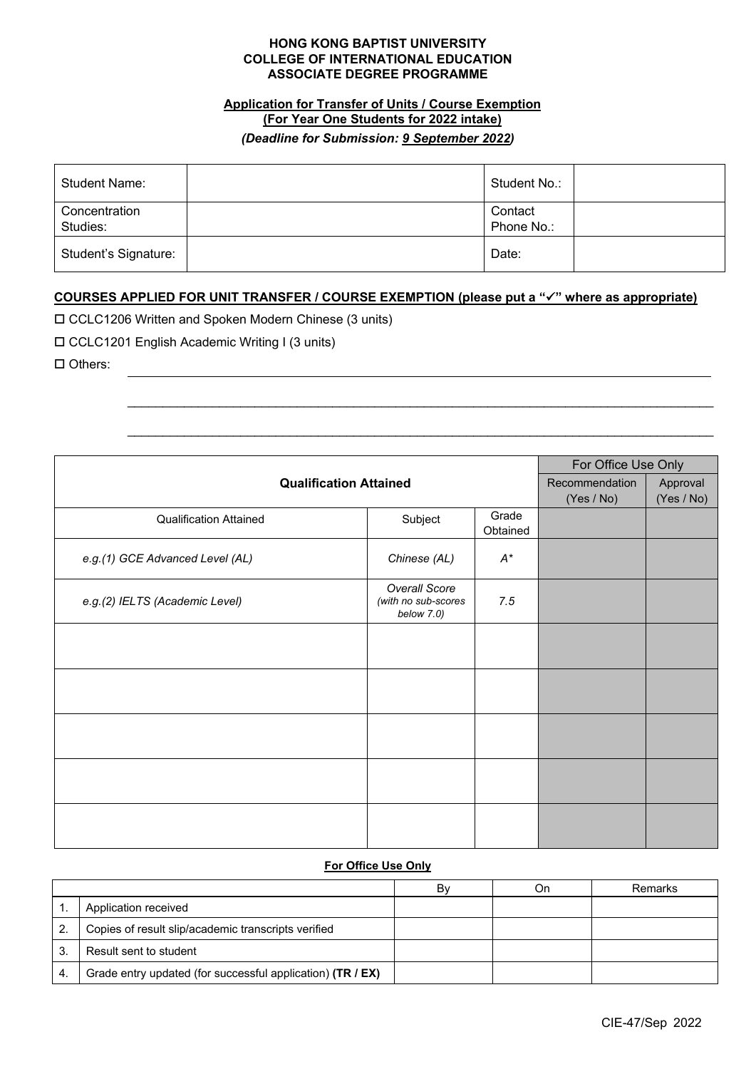**HONG KONG BAPTIST UNIVERSITY**
**COLLEGE OF INTERNATIONAL EDUCATION**
**ASSOCIATE DEGREE PROGRAMME**

**Application for Transfer of Units / Course Exemption**
**(For Year One Students for 2022 intake)**
***(Deadline for Submission: 9 September 2022)***

| | | | |
|---|---|---|---|
| Student Name: | | Student No.: | |
| Concentration Studies: | | Contact Phone No.: | |
| Student's Signature: | | Date: | |

**COURSES APPLIED FOR UNIT TRANSFER / COURSE EXEMPTION (please put a "✓" where as appropriate)**

☐ CCLC1206 Written and Spoken Modern Chinese (3 units)

☐ CCLC1201 English Academic Writing I (3 units)

☐ Others: ______________________________________________

______________________________________________

______________________________________________

| **Qualification Attained** | | | For Office Use Only | |
|---|---|---|---|---|
| | | | Recommendation (Yes / No) | Approval (Yes / No) |
| Qualification Attained | Subject | Grade Obtained | | |
| *e.g.(1) GCE Advanced Level (AL)* | *Chinese (AL)* | *A\** | | |
| *e.g.(2) IELTS (Academic Level)* | *Overall Score (with no sub-scores below 7.0)* | *7.5* | | |
| | | | | |
| | | | | |
| | | | | |
| | | | | |
| | | | | |

**For Office Use Only**

| | | By | On | Remarks |
|---|---|---|---|---|
| 1. | Application received | | | |
| 2. | Copies of result slip/academic transcripts verified | | | |
| 3. | Result sent to student | | | |
| 4. | Grade entry updated (for successful application) **(TR / EX)** | | | |

CIE-47/Sep 2022